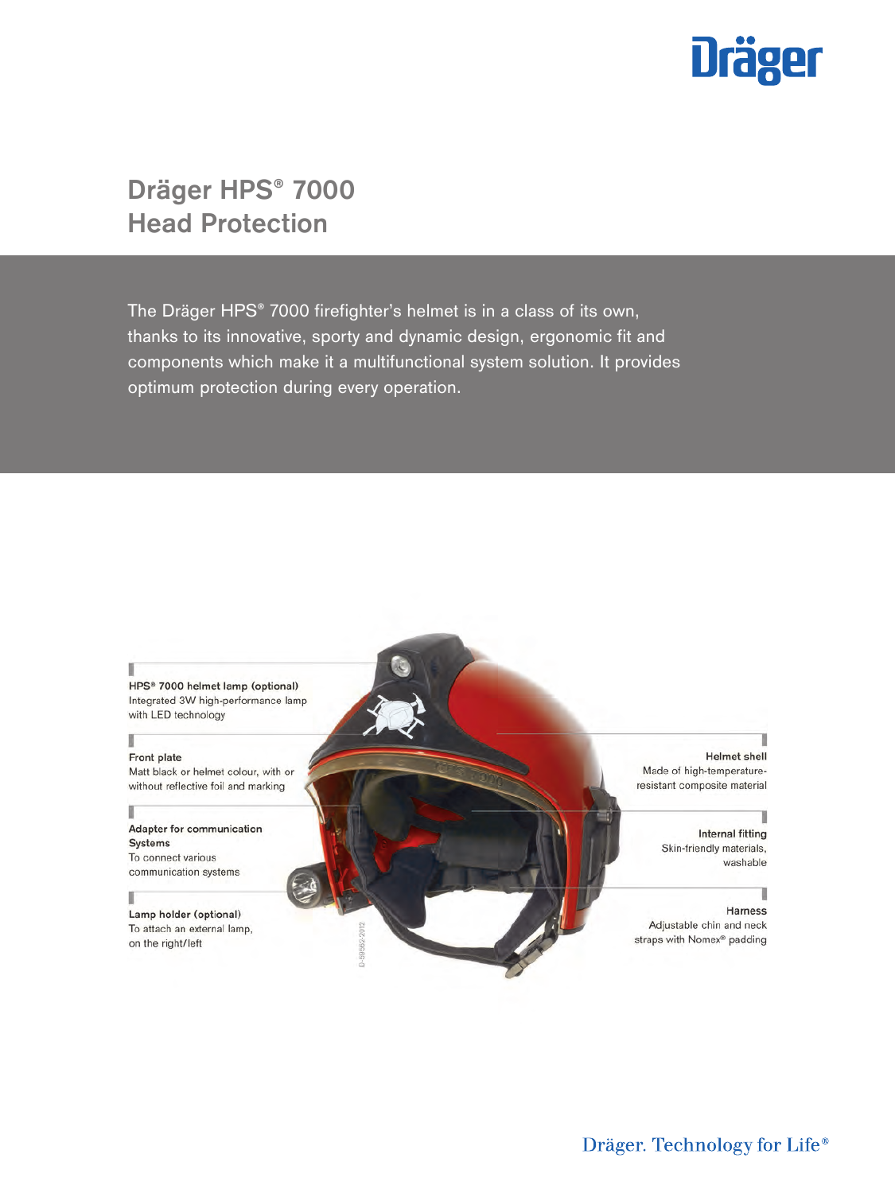# Dräger HPS® 7000 Head Protection

The Dräger HPS® 7000 firefighter's helmet is in a class of its own, thanks to its innovative, sporty and dynamic design, ergonomic fit and components which make it a multifunctional system solution. It provides optimum protection during every operation.

**HPS® 7000 helmet lamp (optional)**
Integrated 3W high-performance lamp with LED technology

**Front plate**
Matt black or helmet colour, with or without reflective foil and marking

**Adapter for communication Systems**
To connect various communication systems

**Lamp holder (optional)**
To attach an external lamp, on the right/left

**Helmet shell**
Made of high-temperature-resistant composite material

**Internal fitting**
Skin-friendly materials, washable

**Harness**
Adjustable chin and neck straps with Nomex® padding

D-59952-2012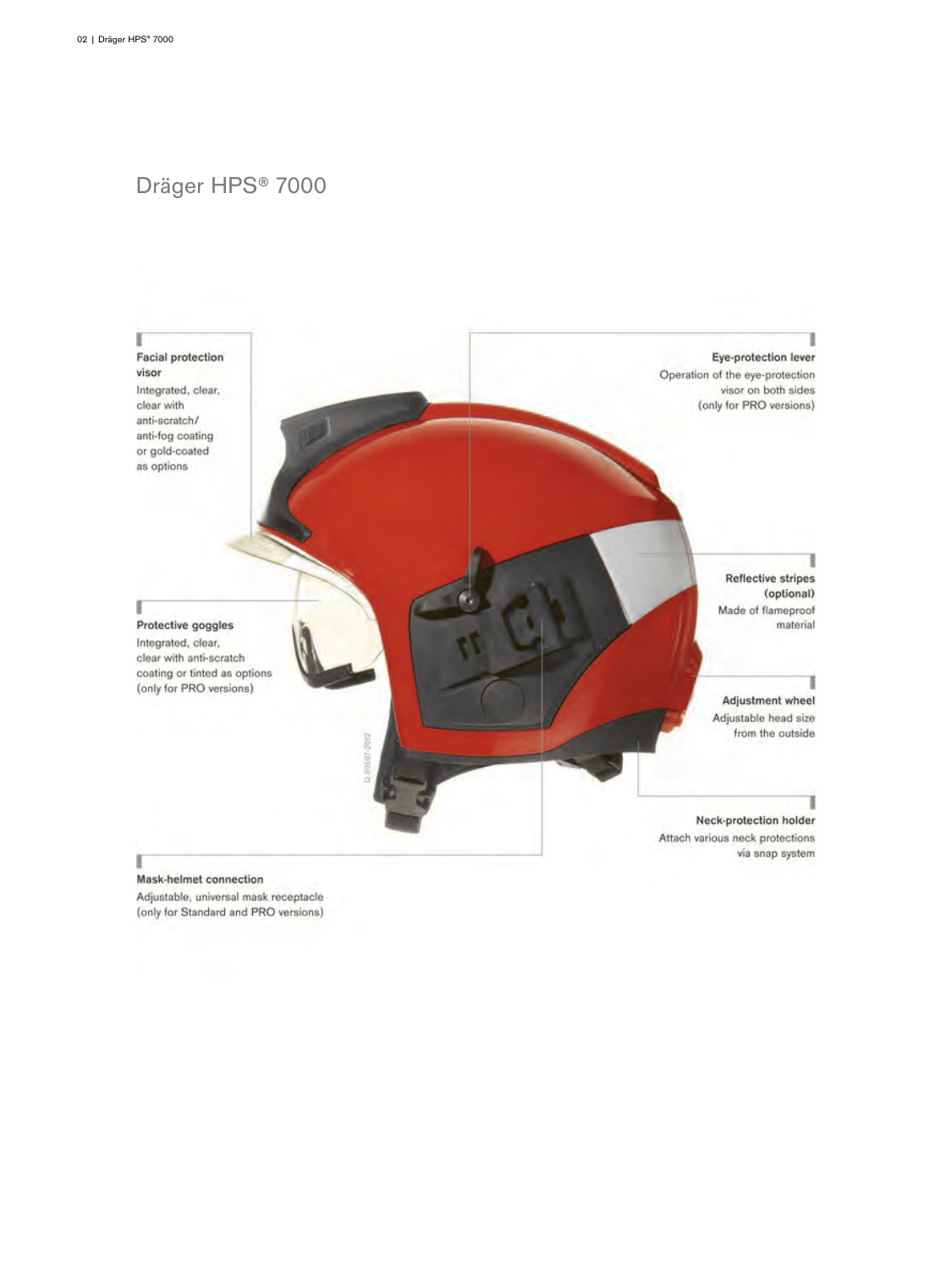# Dräger HPS® 7000

**Facial protection visor**
Integrated, clear, clear with anti-scratch/anti-fog coating or gold-coated as options

**Eye-protection lever**
Operation of the eye-protection visor on both sides (only for PRO versions)

**Protective goggles**
Integrated, clear, clear with anti-scratch coating or tinted as options (only for PRO versions)

**Reflective stripes (optional)**
Made of flameproof material

**Adjustment wheel**
Adjustable head size from the outside

**Neck-protection holder**
Attach various neck protections via snap system

**Mask-helmet connection**
Adjustable, universal mask receptacle (only for Standard and PRO versions)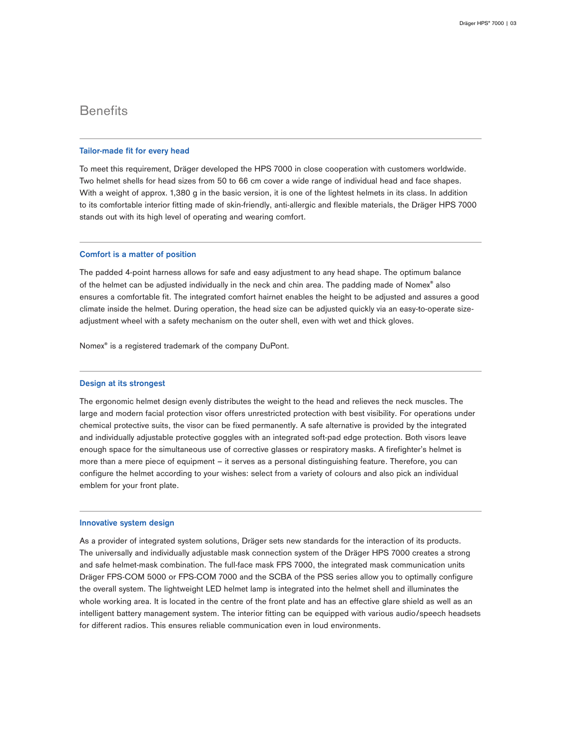# Benefits

## Tailor-made fit for every head

To meet this requirement, Dräger developed the HPS 7000 in close cooperation with customers worldwide. Two helmet shells for head sizes from 50 to 66 cm cover a wide range of individual head and face shapes. With a weight of approx. 1,380 g in the basic version, it is one of the lightest helmets in its class. In addition to its comfortable interior fitting made of skin-friendly, anti-allergic and flexible materials, the Dräger HPS 7000 stands out with its high level of operating and wearing comfort.

## Comfort is a matter of position

The padded 4-point harness allows for safe and easy adjustment to any head shape. The optimum balance of the helmet can be adjusted individually in the neck and chin area. The padding made of Nomex® also ensures a comfortable fit. The integrated comfort hairnet enables the height to be adjusted and assures a good climate inside the helmet. During operation, the head size can be adjusted quickly via an easy-to-operate size-adjustment wheel with a safety mechanism on the outer shell, even with wet and thick gloves.

Nomex® is a registered trademark of the company DuPont.

## Design at its strongest

The ergonomic helmet design evenly distributes the weight to the head and relieves the neck muscles. The large and modern facial protection visor offers unrestricted protection with best visibility. For operations under chemical protective suits, the visor can be fixed permanently. A safe alternative is provided by the integrated and individually adjustable protective goggles with an integrated soft-pad edge protection. Both visors leave enough space for the simultaneous use of corrective glasses or respiratory masks. A firefighter's helmet is more than a mere piece of equipment – it serves as a personal distinguishing feature. Therefore, you can configure the helmet according to your wishes: select from a variety of colours and also pick an individual emblem for your front plate.

## Innovative system design

As a provider of integrated system solutions, Dräger sets new standards for the interaction of its products. The universally and individually adjustable mask connection system of the Dräger HPS 7000 creates a strong and safe helmet-mask combination. The full-face mask FPS 7000, the integrated mask communication units Dräger FPS-COM 5000 or FPS-COM 7000 and the SCBA of the PSS series allow you to optimally configure the overall system. The lightweight LED helmet lamp is integrated into the helmet shell and illuminates the whole working area. It is located in the centre of the front plate and has an effective glare shield as well as an intelligent battery management system. The interior fitting can be equipped with various audio/speech headsets for different radios. This ensures reliable communication even in loud environments.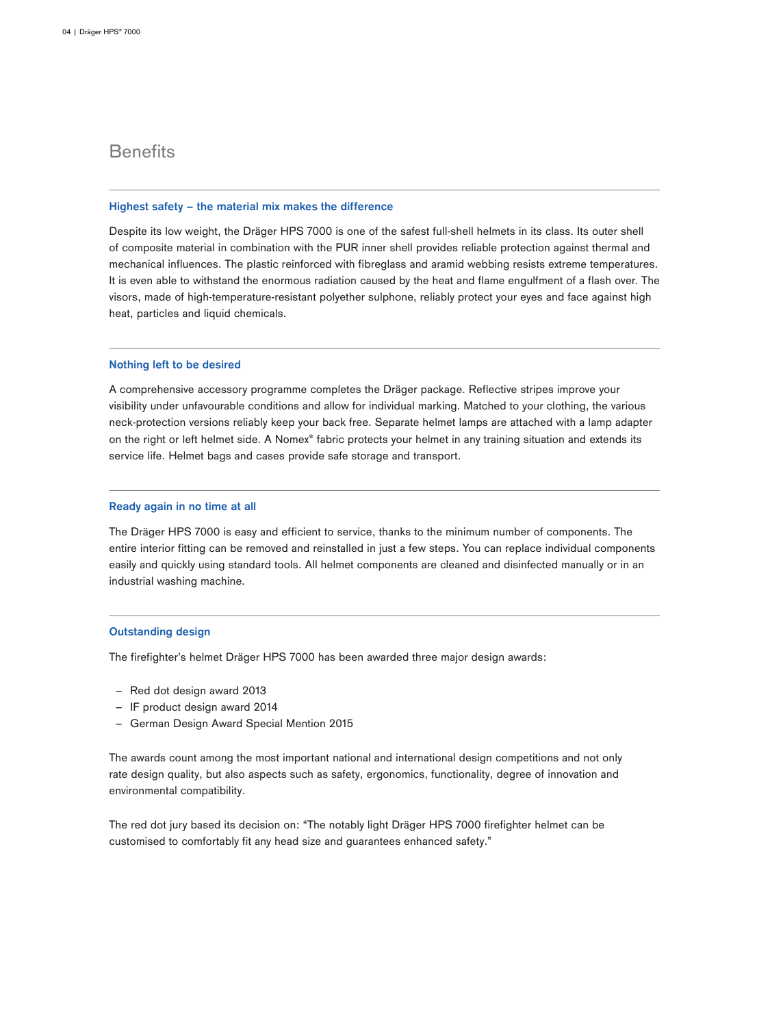# Benefits

## Highest safety – the material mix makes the difference

Despite its low weight, the Dräger HPS 7000 is one of the safest full-shell helmets in its class. Its outer shell of composite material in combination with the PUR inner shell provides reliable protection against thermal and mechanical influences. The plastic reinforced with fibreglass and aramid webbing resists extreme temperatures. It is even able to withstand the enormous radiation caused by the heat and flame engulfment of a flash over. The visors, made of high-temperature-resistant polyether sulphone, reliably protect your eyes and face against high heat, particles and liquid chemicals.

## Nothing left to be desired

A comprehensive accessory programme completes the Dräger package. Reflective stripes improve your visibility under unfavourable conditions and allow for individual marking. Matched to your clothing, the various neck-protection versions reliably keep your back free. Separate helmet lamps are attached with a lamp adapter on the right or left helmet side. A Nomex® fabric protects your helmet in any training situation and extends its service life. Helmet bags and cases provide safe storage and transport.

## Ready again in no time at all

The Dräger HPS 7000 is easy and efficient to service, thanks to the minimum number of components. The entire interior fitting can be removed and reinstalled in just a few steps. You can replace individual components easily and quickly using standard tools. All helmet components are cleaned and disinfected manually or in an industrial washing machine.

## Outstanding design

The firefighter's helmet Dräger HPS 7000 has been awarded three major design awards:

- Red dot design award 2013
- IF product design award 2014
- German Design Award Special Mention 2015

The awards count among the most important national and international design competitions and not only rate design quality, but also aspects such as safety, ergonomics, functionality, degree of innovation and environmental compatibility.

The red dot jury based its decision on: "The notably light Dräger HPS 7000 firefighter helmet can be customised to comfortably fit any head size and guarantees enhanced safety."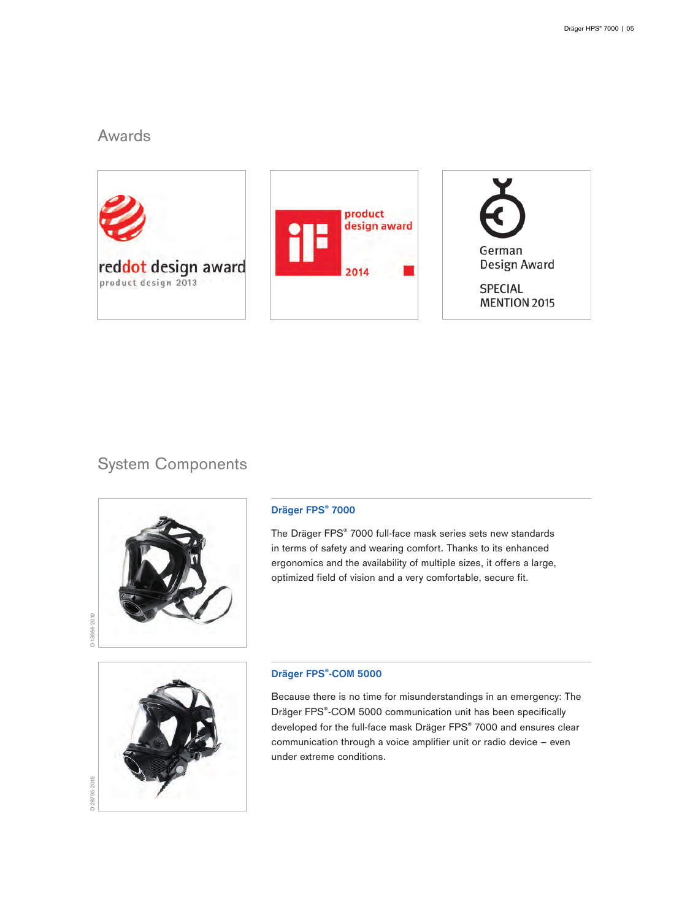## Awards

reddot design award
product design 2013

product design award 2014

German Design Award
SPECIAL MENTION 2015

## System Components

D-13666-2010

### Dräger FPS® 7000

The Dräger FPS® 7000 full-face mask series sets new standards in terms of safety and wearing comfort. Thanks to its enhanced ergonomics and the availability of multiple sizes, it offers a large, optimized field of vision and a very comfortable, secure fit.

D-28795-2015

### Dräger FPS®-COM 5000

Because there is no time for misunderstandings in an emergency: The Dräger FPS®-COM 5000 communication unit has been specifically developed for the full-face mask Dräger FPS® 7000 and ensures clear communication through a voice amplifier unit or radio device – even under extreme conditions.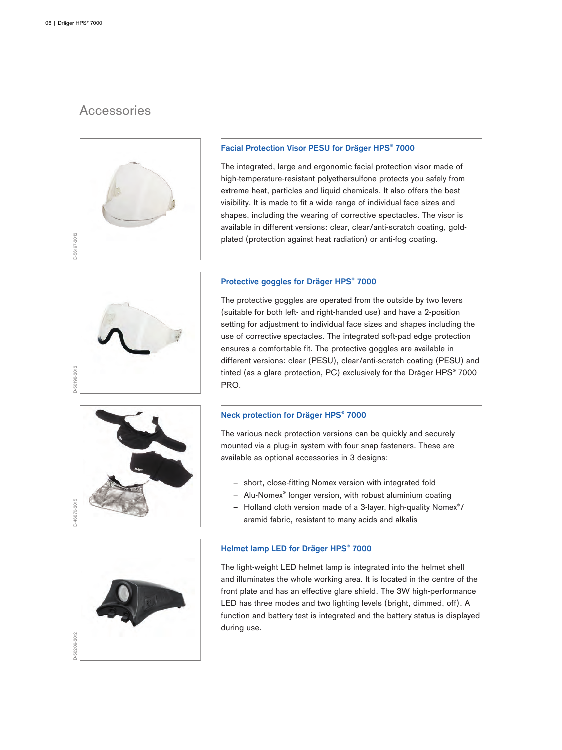# Accessories

### Facial Protection Visor PESU for Dräger HPS® 7000

The integrated, large and ergonomic facial protection visor made of high-temperature-resistant polyethersulfone protects you safely from extreme heat, particles and liquid chemicals. It also offers the best visibility. It is made to fit a wide range of individual face sizes and shapes, including the wearing of corrective spectacles. The visor is available in different versions: clear, clear/anti-scratch coating, gold-plated (protection against heat radiation) or anti-fog coating.

### Protective goggles for Dräger HPS® 7000

The protective goggles are operated from the outside by two levers (suitable for both left- and right-handed use) and have a 2-position setting for adjustment to individual face sizes and shapes including the use of corrective spectacles. The integrated soft-pad edge protection ensures a comfortable fit. The protective goggles are available in different versions: clear (PESU), clear/anti-scratch coating (PESU) and tinted (as a glare protection, PC) exclusively for the Dräger HPS® 7000 PRO.

### Neck protection for Dräger HPS® 7000

The various neck protection versions can be quickly and securely mounted via a plug-in system with four snap fasteners. These are available as optional accessories in 3 designs:

- short, close-fitting Nomex version with integrated fold
- Alu-Nomex® longer version, with robust aluminium coating
- Holland cloth version made of a 3-layer, high-quality Nomex®/ aramid fabric, resistant to many acids and alkalis

### Helmet lamp LED for Dräger HPS® 7000

The light-weight LED helmet lamp is integrated into the helmet shell and illuminates the whole working area. It is located in the centre of the front plate and has an effective glare shield. The 3W high-performance LED has three modes and two lighting levels (bright, dimmed, off). A function and battery test is integrated and the battery status is displayed during use.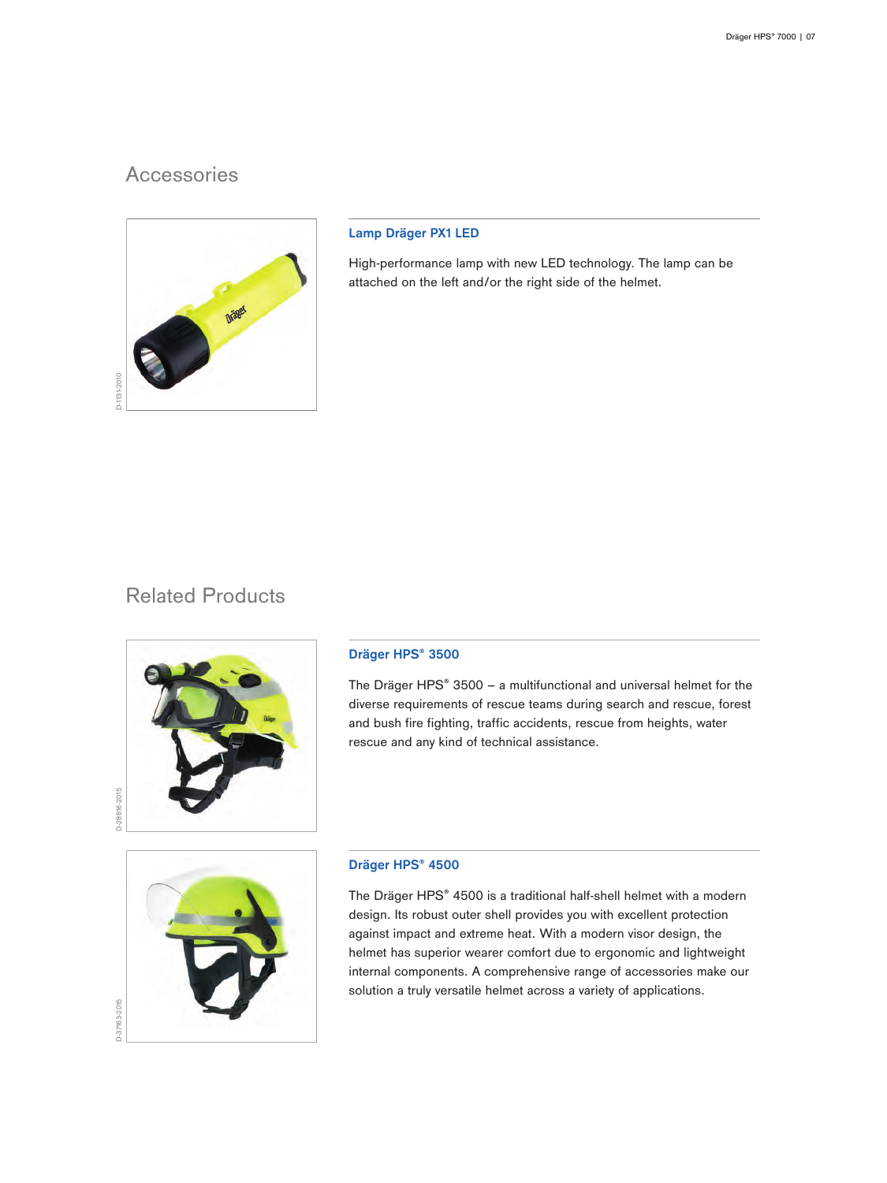## Accessories

D-1131-2010

### Lamp Dräger PX1 LED

High-performance lamp with new LED technology. The lamp can be attached on the left and/or the right side of the helmet.

## Related Products

D-28816-2015

### Dräger HPS® 3500

The Dräger HPS® 3500 – a multifunctional and universal helmet for the diverse requirements of rescue teams during search and rescue, forest and bush fire fighting, traffic accidents, rescue from heights, water rescue and any kind of technical assistance.

D-37163-2015

### Dräger HPS® 4500

The Dräger HPS® 4500 is a traditional half-shell helmet with a modern design. Its robust outer shell provides you with excellent protection against impact and extreme heat. With a modern visor design, the helmet has superior wearer comfort due to ergonomic and lightweight internal components. A comprehensive range of accessories make our solution a truly versatile helmet across a variety of applications.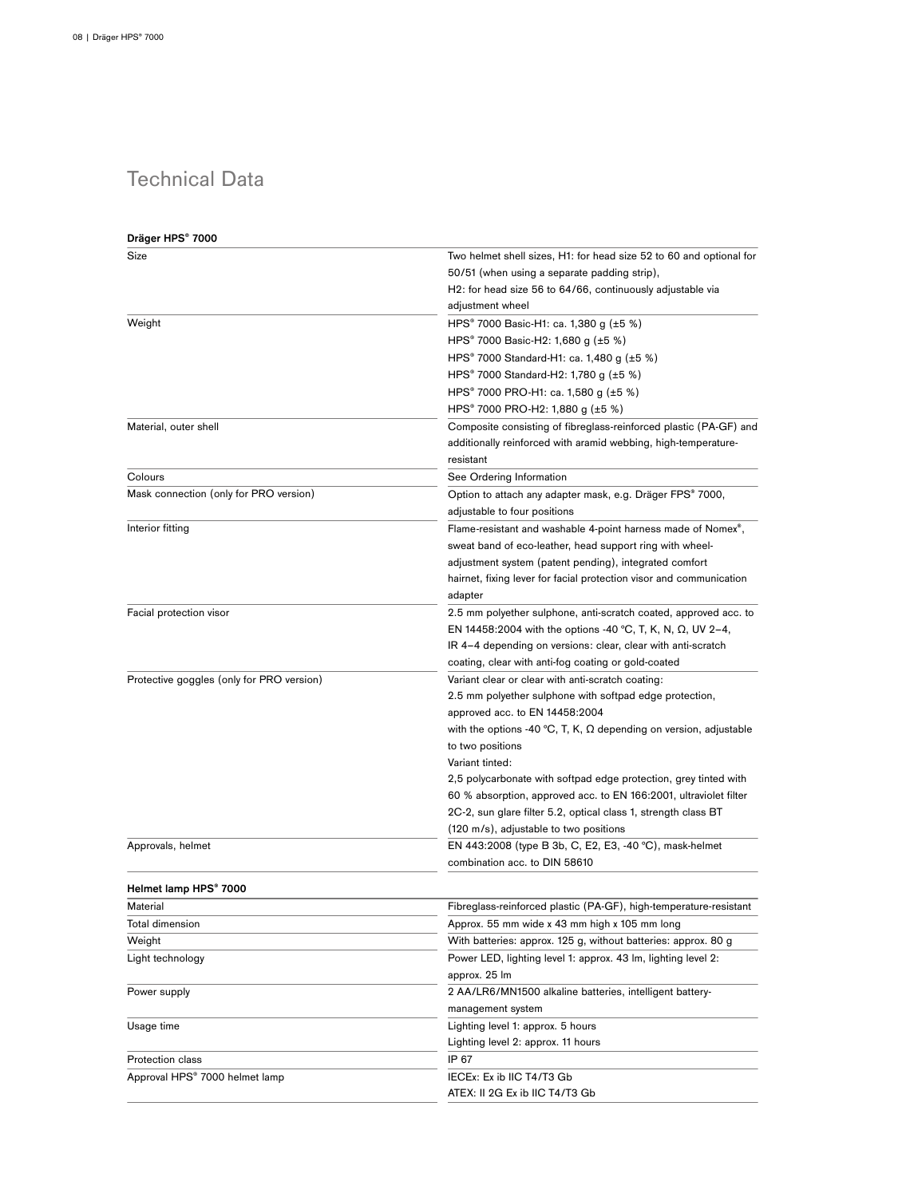# Technical Data

**Dräger HPS® 7000**

| | |
|---|---|
| Size | Two helmet shell sizes, H1: for head size 52 to 60 and optional for 50/51 (when using a separate padding strip), H2: for head size 56 to 64/66, continuously adjustable via adjustment wheel |
| Weight | HPS® 7000 Basic-H1: ca. 1,380 g (±5 %)<br>HPS® 7000 Basic-H2: 1,680 g (±5 %)<br>HPS® 7000 Standard-H1: ca. 1,480 g (±5 %)<br>HPS® 7000 Standard-H2: 1,780 g (±5 %)<br>HPS® 7000 PRO-H1: ca. 1,580 g (±5 %)<br>HPS® 7000 PRO-H2: 1,880 g (±5 %) |
| Material, outer shell | Composite consisting of fibreglass-reinforced plastic (PA-GF) and additionally reinforced with aramid webbing, high-temperature-resistant |
| Colours | See Ordering Information |
| Mask connection (only for PRO version) | Option to attach any adapter mask, e.g. Dräger FPS® 7000, adjustable to four positions |
| Interior fitting | Flame-resistant and washable 4-point harness made of Nomex®, sweat band of eco-leather, head support ring with wheel-adjustment system (patent pending), integrated comfort hairnet, fixing lever for facial protection visor and communication adapter |
| Facial protection visor | 2.5 mm polyether sulphone, anti-scratch coated, approved acc. to EN 14458:2004 with the options -40 °C, T, K, N, Ω, UV 2–4, IR 4–4 depending on versions: clear, clear with anti-scratch coating, clear with anti-fog coating or gold-coated |
| Protective goggles (only for PRO version) | Variant clear or clear with anti-scratch coating:<br>2.5 mm polyether sulphone with softpad edge protection, approved acc. to EN 14458:2004<br>with the options -40 °C, T, K, Ω depending on version, adjustable to two positions<br>Variant tinted:<br>2,5 polycarbonate with softpad edge protection, grey tinted with 60 % absorption, approved acc. to EN 166:2001, ultraviolet filter 2C-2, sun glare filter 5.2, optical class 1, strength class BT (120 m/s), adjustable to two positions |
| Approvals, helmet | EN 443:2008 (type B 3b, C, E2, E3, -40 °C), mask-helmet combination acc. to DIN 58610 |

**Helmet lamp HPS® 7000**

| | |
|---|---|
| Material | Fibreglass-reinforced plastic (PA-GF), high-temperature-resistant |
| Total dimension | Approx. 55 mm wide x 43 mm high x 105 mm long |
| Weight | With batteries: approx. 125 g, without batteries: approx. 80 g |
| Light technology | Power LED, lighting level 1: approx. 43 lm, lighting level 2: approx. 25 lm |
| Power supply | 2 AA/LR6/MN1500 alkaline batteries, intelligent battery-management system |
| Usage time | Lighting level 1: approx. 5 hours<br>Lighting level 2: approx. 11 hours |
| Protection class | IP 67 |
| Approval HPS® 7000 helmet lamp | IECEx: Ex ib IIC T4/T3 Gb<br>ATEX: II 2G Ex ib IIC T4/T3 Gb |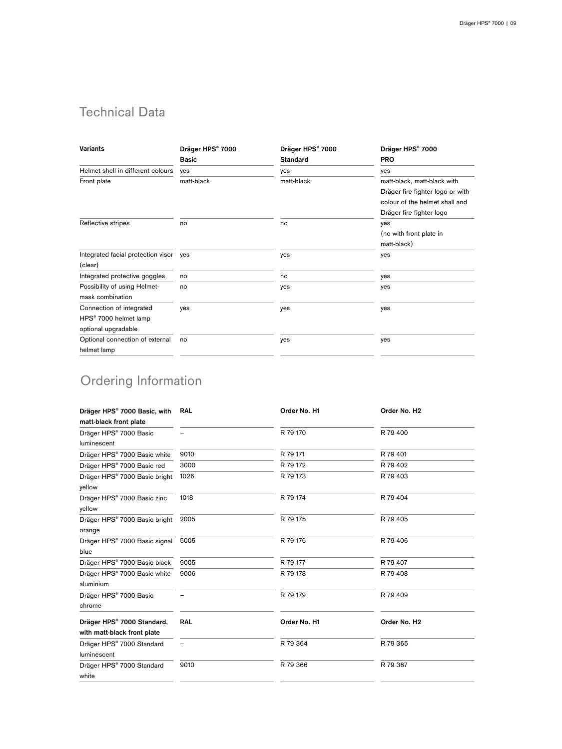## Technical Data

| Variants | Dräger HPS® 7000 Basic | Dräger HPS® 7000 Standard | Dräger HPS® 7000 PRO |
|---|---|---|---|
| Helmet shell in different colours | yes | yes | yes |
| Front plate | matt-black | matt-black | matt-black, matt-black with Dräger fire fighter logo or with colour of the helmet shall and Dräger fire fighter logo |
| Reflective stripes | no | no | yes (no with front plate in matt-black) |
| Integrated facial protection visor (clear) | yes | yes | yes |
| Integrated protective goggles | no | no | yes |
| Possibility of using Helmet-mask combination | no | yes | yes |
| Connection of integrated HPS® 7000 helmet lamp optional upgradable | yes | yes | yes |
| Optional connection of external helmet lamp | no | yes | yes |

## Ordering Information

| Dräger HPS® 7000 Basic, with matt-black front plate | RAL | Order No. H1 | Order No. H2 |
|---|---|---|---|
| Dräger HPS® 7000 Basic luminescent | – | R 79 170 | R 79 400 |
| Dräger HPS® 7000 Basic white | 9010 | R 79 171 | R 79 401 |
| Dräger HPS® 7000 Basic red | 3000 | R 79 172 | R 79 402 |
| Dräger HPS® 7000 Basic bright yellow | 1026 | R 79 173 | R 79 403 |
| Dräger HPS® 7000 Basic zinc yellow | 1018 | R 79 174 | R 79 404 |
| Dräger HPS® 7000 Basic bright orange | 2005 | R 79 175 | R 79 405 |
| Dräger HPS® 7000 Basic signal blue | 5005 | R 79 176 | R 79 406 |
| Dräger HPS® 7000 Basic black | 9005 | R 79 177 | R 79 407 |
| Dräger HPS® 7000 Basic white aluminium | 9006 | R 79 178 | R 79 408 |
| Dräger HPS® 7000 Basic chrome | – | R 79 179 | R 79 409 |

| Dräger HPS® 7000 Standard, with matt-black front plate | RAL | Order No. H1 | Order No. H2 |
|---|---|---|---|
| Dräger HPS® 7000 Standard luminescent | – | R 79 364 | R 79 365 |
| Dräger HPS® 7000 Standard white | 9010 | R 79 366 | R 79 367 |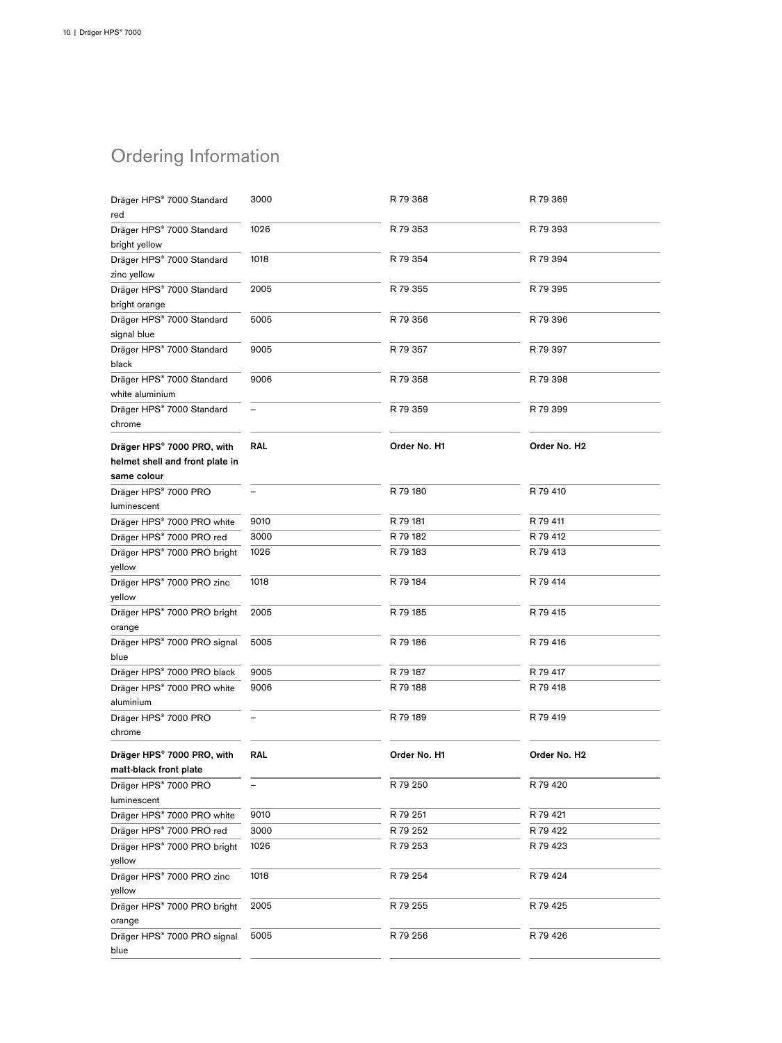# Ordering Information

| | | | |
|---|---|---|---|
| Dräger HPS® 7000 Standard red | 3000 | R 79 368 | R 79 369 |
| Dräger HPS® 7000 Standard bright yellow | 1026 | R 79 353 | R 79 393 |
| Dräger HPS® 7000 Standard zinc yellow | 1018 | R 79 354 | R 79 394 |
| Dräger HPS® 7000 Standard bright orange | 2005 | R 79 355 | R 79 395 |
| Dräger HPS® 7000 Standard signal blue | 5005 | R 79 356 | R 79 396 |
| Dräger HPS® 7000 Standard black | 9005 | R 79 357 | R 79 397 |
| Dräger HPS® 7000 Standard white aluminium | 9006 | R 79 358 | R 79 398 |
| Dräger HPS® 7000 Standard chrome | – | R 79 359 | R 79 399 |

| Dräger HPS® 7000 PRO, with helmet shell and front plate in same colour | RAL | Order No. H1 | Order No. H2 |
|---|---|---|---|
| Dräger HPS® 7000 PRO luminescent | – | R 79 180 | R 79 410 |
| Dräger HPS® 7000 PRO white | 9010 | R 79 181 | R 79 411 |
| Dräger HPS® 7000 PRO red | 3000 | R 79 182 | R 79 412 |
| Dräger HPS® 7000 PRO bright yellow | 1026 | R 79 183 | R 79 413 |
| Dräger HPS® 7000 PRO zinc yellow | 1018 | R 79 184 | R 79 414 |
| Dräger HPS® 7000 PRO bright orange | 2005 | R 79 185 | R 79 415 |
| Dräger HPS® 7000 PRO signal blue | 5005 | R 79 186 | R 79 416 |
| Dräger HPS® 7000 PRO black | 9005 | R 79 187 | R 79 417 |
| Dräger HPS® 7000 PRO white aluminium | 9006 | R 79 188 | R 79 418 |
| Dräger HPS® 7000 PRO chrome | – | R 79 189 | R 79 419 |

| Dräger HPS® 7000 PRO, with matt-black front plate | RAL | Order No. H1 | Order No. H2 |
|---|---|---|---|
| Dräger HPS® 7000 PRO luminescent | – | R 79 250 | R 79 420 |
| Dräger HPS® 7000 PRO white | 9010 | R 79 251 | R 79 421 |
| Dräger HPS® 7000 PRO red | 3000 | R 79 252 | R 79 422 |
| Dräger HPS® 7000 PRO bright yellow | 1026 | R 79 253 | R 79 423 |
| Dräger HPS® 7000 PRO zinc yellow | 1018 | R 79 254 | R 79 424 |
| Dräger HPS® 7000 PRO bright orange | 2005 | R 79 255 | R 79 425 |
| Dräger HPS® 7000 PRO signal blue | 5005 | R 79 256 | R 79 426 |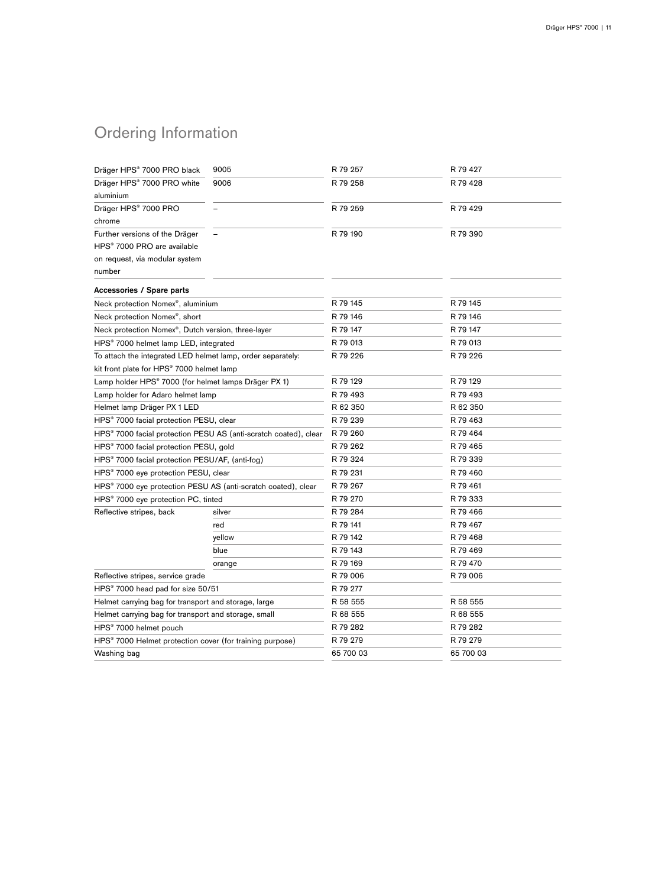## Ordering Information

| | | | |
|---|---|---|---|
| Dräger HPS® 7000 PRO black | 9005 | R 79 257 | R 79 427 |
| Dräger HPS® 7000 PRO white aluminium | 9006 | R 79 258 | R 79 428 |
| Dräger HPS® 7000 PRO chrome | – | R 79 259 | R 79 429 |
| Further versions of the Dräger HPS® 7000 PRO are available on request, via modular system number | – | R 79 190 | R 79 390 |
| **Accessories / Spare parts** | | | |
| Neck protection Nomex®, aluminium | | R 79 145 | R 79 145 |
| Neck protection Nomex®, short | | R 79 146 | R 79 146 |
| Neck protection Nomex®, Dutch version, three-layer | | R 79 147 | R 79 147 |
| HPS® 7000 helmet lamp LED, integrated | | R 79 013 | R 79 013 |
| To attach the integrated LED helmet lamp, order separately: kit front plate for HPS® 7000 helmet lamp | | R 79 226 | R 79 226 |
| Lamp holder HPS® 7000 (for helmet lamps Dräger PX 1) | | R 79 129 | R 79 129 |
| Lamp holder for Adaro helmet lamp | | R 79 493 | R 79 493 |
| Helmet lamp Dräger PX 1 LED | | R 62 350 | R 62 350 |
| HPS® 7000 facial protection PESU, clear | | R 79 239 | R 79 463 |
| HPS® 7000 facial protection PESU AS (anti-scratch coated), clear | | R 79 260 | R 79 464 |
| HPS® 7000 facial protection PESU, gold | | R 79 262 | R 79 465 |
| HPS® 7000 facial protection PESU/AF, (anti-fog) | | R 79 324 | R 79 339 |
| HPS® 7000 eye protection PESU, clear | | R 79 231 | R 79 460 |
| HPS® 7000 eye protection PESU AS (anti-scratch coated), clear | | R 79 267 | R 79 461 |
| HPS® 7000 eye protection PC, tinted | | R 79 270 | R 79 333 |
| Reflective stripes, back | silver | R 79 284 | R 79 466 |
| | red | R 79 141 | R 79 467 |
| | yellow | R 79 142 | R 79 468 |
| | blue | R 79 143 | R 79 469 |
| | orange | R 79 169 | R 79 470 |
| Reflective stripes, service grade | | R 79 006 | R 79 006 |
| HPS® 7000 head pad for size 50/51 | | R 79 277 | |
| Helmet carrying bag for transport and storage, large | | R 58 555 | R 58 555 |
| Helmet carrying bag for transport and storage, small | | R 68 555 | R 68 555 |
| HPS® 7000 helmet pouch | | R 79 282 | R 79 282 |
| HPS® 7000 Helmet protection cover (for training purpose) | | R 79 279 | R 79 279 |
| Washing bag | | 65 700 03 | 65 700 03 |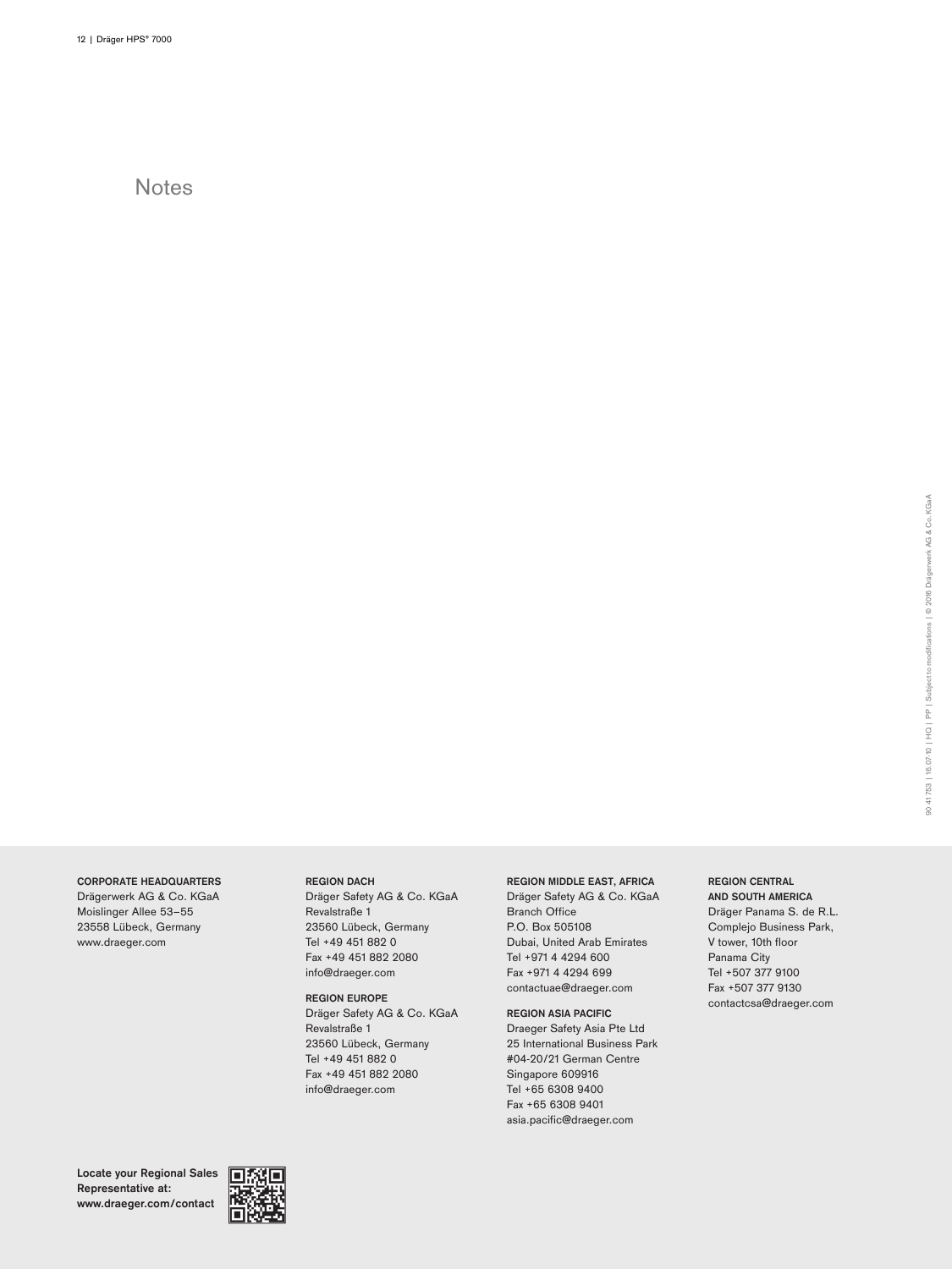## Notes

**CORPORATE HEADQUARTERS**
Drägerwerk AG & Co. KGaA
Moislinger Allee 53–55
23558 Lübeck, Germany
www.draeger.com

**REGION DACH**
Dräger Safety AG & Co. KGaA
Revalstraße 1
23560 Lübeck, Germany
Tel +49 451 882 0
Fax +49 451 882 2080
info@draeger.com

**REGION EUROPE**
Dräger Safety AG & Co. KGaA
Revalstraße 1
23560 Lübeck, Germany
Tel +49 451 882 0
Fax +49 451 882 2080
info@draeger.com

**REGION MIDDLE EAST, AFRICA**
Dräger Safety AG & Co. KGaA
Branch Office
P.O. Box 505108
Dubai, United Arab Emirates
Tel +971 4 4294 600
Fax +971 4 4294 699
contactuae@draeger.com

**REGION ASIA PACIFIC**
Draeger Safety Asia Pte Ltd
25 International Business Park
#04-20/21 German Centre
Singapore 609916
Tel +65 6308 9400
Fax +65 6308 9401
asia.pacific@draeger.com

**REGION CENTRAL AND SOUTH AMERICA**
Dräger Panama S. de R.L.
Complejo Business Park,
V tower, 10th floor
Panama City
Tel +507 377 9100
Fax +507 377 9130
contactcsa@draeger.com

**Locate your Regional Sales Representative at: www.draeger.com/contact**

90 41 753 | 16.07-10 | HQ | PP | Subject to modifications | © 2016 Drägerwerk AG & Co. KGaA